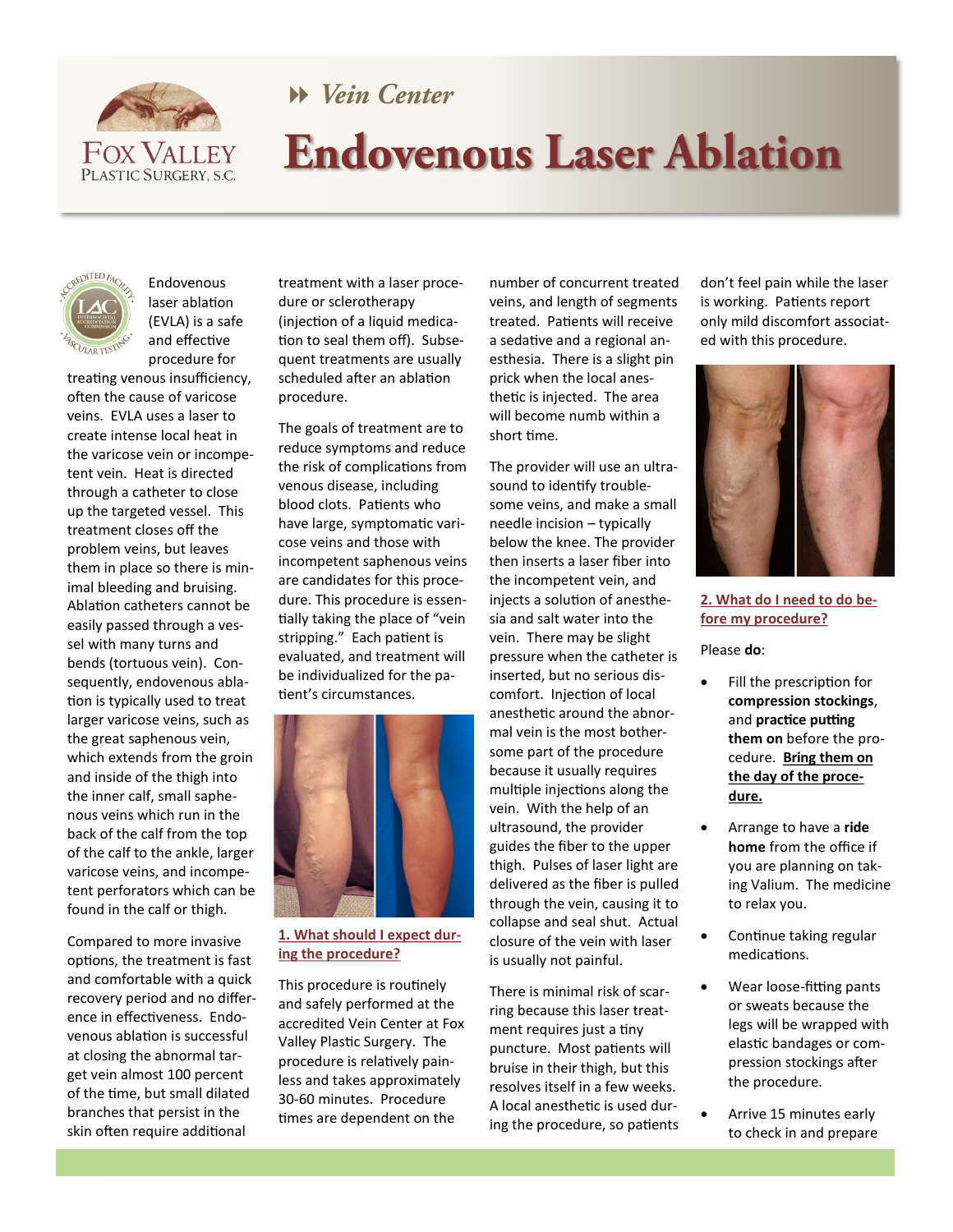Fox Valley Plastic Surgery, S.C.

Vein Center

# Endovenous Laser Ablation

Endovenous laser ablation (EVLA) is a safe and effective procedure for treating venous insufficiency, often the cause of varicose veins. EVLA uses a laser to create intense local heat in the varicose vein or incompetent vein. Heat is directed through a catheter to close up the targeted vessel. This treatment closes off the problem veins, but leaves them in place so there is minimal bleeding and bruising. Ablation catheters cannot be easily passed through a vessel with many turns and bends (tortuous vein). Consequently, endovenous ablation is typically used to treat larger varicose veins, such as the great saphenous vein, which extends from the groin and inside of the thigh into the inner calf, small saphenous veins which run in the back of the calf from the top of the calf to the ankle, larger varicose veins, and incompetent perforators which can be found in the calf or thigh.

Compared to more invasive options, the treatment is fast and comfortable with a quick recovery period and no difference in effectiveness. Endovenous ablation is successful at closing the abnormal target vein almost 100 percent of the time, but small dilated branches that persist in the skin often require additional treatment with a laser procedure or sclerotherapy (injection of a liquid medication to seal them off). Subsequent treatments are usually scheduled after an ablation procedure.

The goals of treatment are to reduce symptoms and reduce the risk of complications from venous disease, including blood clots. Patients who have large, symptomatic varicose veins and those with incompetent saphenous veins are candidates for this procedure. This procedure is essentially taking the place of "vein stripping." Each patient is evaluated, and treatment will be individualized for the patient's circumstances.

## 1. What should I expect during the procedure?

This procedure is routinely and safely performed at the accredited Vein Center at Fox Valley Plastic Surgery. The procedure is relatively painless and takes approximately 30-60 minutes. Procedure times are dependent on the number of concurrent treated veins, and length of segments treated. Patients will receive a sedative and a regional anesthesia. There is a slight pin prick when the local anesthetic is injected. The area will become numb within a short time.

The provider will use an ultrasound to identify troublesome veins, and make a small needle incision – typically below the knee. The provider then inserts a laser fiber into the incompetent vein, and injects a solution of anesthesia and salt water into the vein. There may be slight pressure when the catheter is inserted, but no serious discomfort. Injection of local anesthetic around the abnormal vein is the most bothersome part of the procedure because it usually requires multiple injections along the vein. With the help of an ultrasound, the provider guides the fiber to the upper thigh. Pulses of laser light are delivered as the fiber is pulled through the vein, causing it to collapse and seal shut. Actual closure of the vein with laser is usually not painful.

There is minimal risk of scarring because this laser treatment requires just a tiny puncture. Most patients will bruise in their thigh, but this resolves itself in a few weeks. A local anesthetic is used during the procedure, so patients don't feel pain while the laser is working. Patients report only mild discomfort associated with this procedure.

## 2. What do I need to do before my procedure?

Please **do**:

- Fill the prescription for **compression stockings**, and **practice putting them on** before the procedure. **Bring them on the day of the procedure.**
- Arrange to have a **ride home** from the office if you are planning on taking Valium. The medicine to relax you.
- Continue taking regular medications.
- Wear loose-fitting pants or sweats because the legs will be wrapped with elastic bandages or compression stockings after the procedure.
- Arrive 15 minutes early to check in and prepare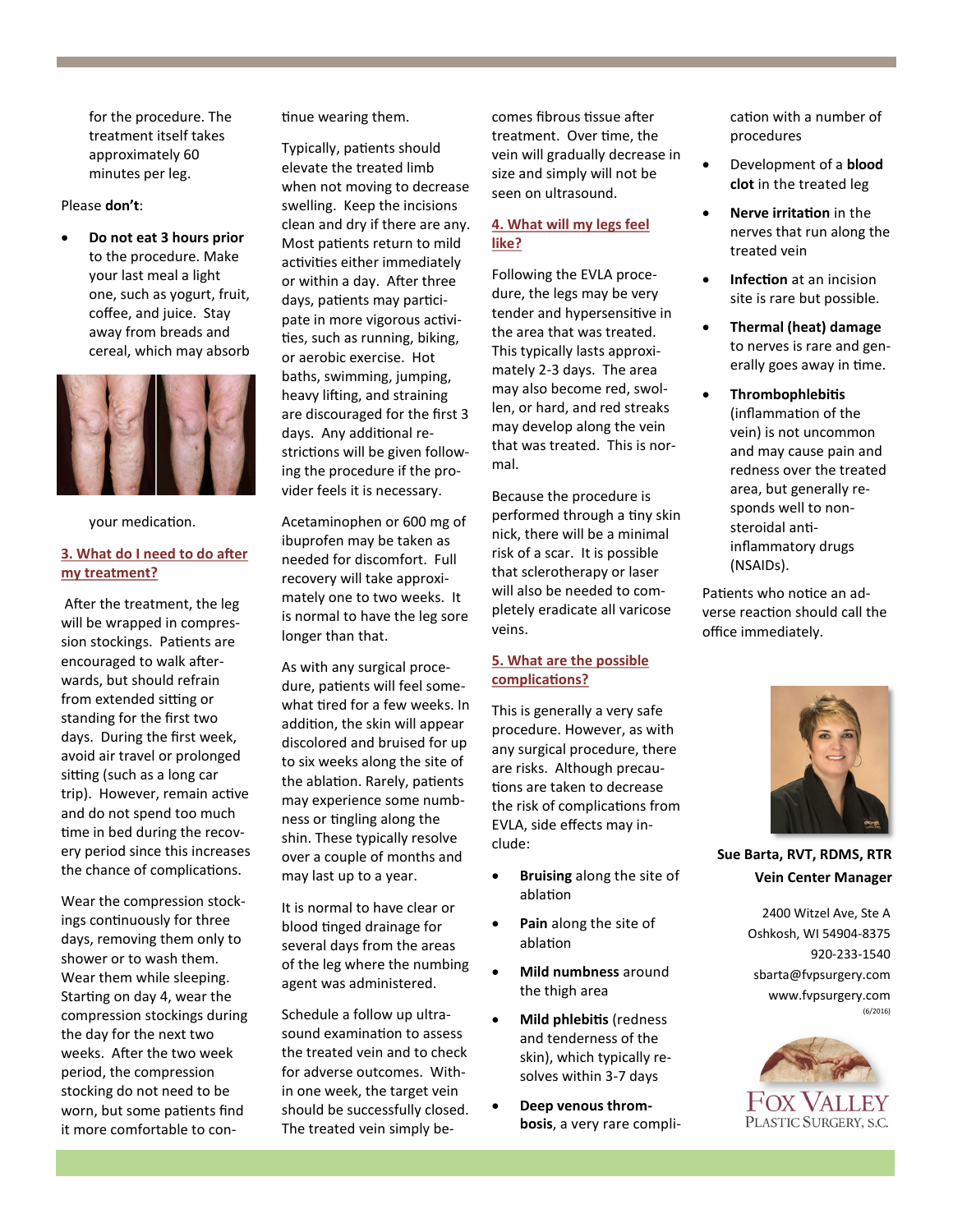for the procedure. The treatment itself takes approximately 60 minutes per leg.

Please **don't**:

- **Do not eat 3 hours prior** to the procedure. Make your last meal a light one, such as yogurt, fruit, coffee, and juice. Stay away from breads and cereal, which may absorb your medication.

## 3. What do I need to do after my treatment?

After the treatment, the leg will be wrapped in compression stockings. Patients are encouraged to walk afterwards, but should refrain from extended sitting or standing for the first two days. During the first week, avoid air travel or prolonged sitting (such as a long car trip). However, remain active and do not spend too much time in bed during the recovery period since this increases the chance of complications.

Wear the compression stockings continuously for three days, removing them only to shower or to wash them. Wear them while sleeping. Starting on day 4, wear the compression stockings during the day for the next two weeks. After the two week period, the compression stocking do not need to be worn, but some patients find it more comfortable to continue wearing them.

Typically, patients should elevate the treated limb when not moving to decrease swelling. Keep the incisions clean and dry if there are any. Most patients return to mild activities either immediately or within a day. After three days, patients may participate in more vigorous activities, such as running, biking, or aerobic exercise. Hot baths, swimming, jumping, heavy lifting, and straining are discouraged for the first 3 days. Any additional restrictions will be given following the procedure if the provider feels it is necessary.

Acetaminophen or 600 mg of ibuprofen may be taken as needed for discomfort. Full recovery will take approximately one to two weeks. It is normal to have the leg sore longer than that.

As with any surgical procedure, patients will feel somewhat tired for a few weeks. In addition, the skin will appear discolored and bruised for up to six weeks along the site of the ablation. Rarely, patients may experience some numbness or tingling along the shin. These typically resolve over a couple of months and may last up to a year.

It is normal to have clear or blood tinged drainage for several days from the areas of the leg where the numbing agent was administered.

Schedule a follow up ultrasound examination to assess the treated vein and to check for adverse outcomes. Within one week, the target vein should be successfully closed. The treated vein simply becomes fibrous tissue after treatment. Over time, the vein will gradually decrease in size and simply will not be seen on ultrasound.

## 4. What will my legs feel like?

Following the EVLA procedure, the legs may be very tender and hypersensitive in the area that was treated. This typically lasts approximately 2-3 days. The area may also become red, swollen, or hard, and red streaks may develop along the vein that was treated. This is normal.

Because the procedure is performed through a tiny skin nick, there will be a minimal risk of a scar. It is possible that sclerotherapy or laser will also be needed to completely eradicate all varicose veins.

## 5. What are the possible complications?

This is generally a very safe procedure. However, as with any surgical procedure, there are risks. Although precautions are taken to decrease the risk of complications from EVLA, side effects may include:

- **Bruising** along the site of ablation
- **Pain** along the site of ablation
- **Mild numbness** around the thigh area
- **Mild phlebitis** (redness and tenderness of the skin), which typically resolves within 3-7 days
- **Deep venous thrombosis**, a very rare complication with a number of procedures
- Development of a **blood clot** in the treated leg
- **Nerve irritation** in the nerves that run along the treated vein
- **Infection** at an incision site is rare but possible.
- **Thermal (heat) damage** to nerves is rare and generally goes away in time.
- **Thrombophlebitis** (inflammation of the vein) is not uncommon and may cause pain and redness over the treated area, but generally responds well to non-steroidal anti-inflammatory drugs (NSAIDs).

Patients who notice an adverse reaction should call the office immediately.

**Sue Barta, RVT, RDMS, RTR**
**Vein Center Manager**

2400 Witzel Ave, Ste A
Oshkosh, WI 54904-8375
920-233-1540
sbarta@fvpsurgery.com
www.fvpsurgery.com
(6/2016)

FOX VALLEY PLASTIC SURGERY, S.C.